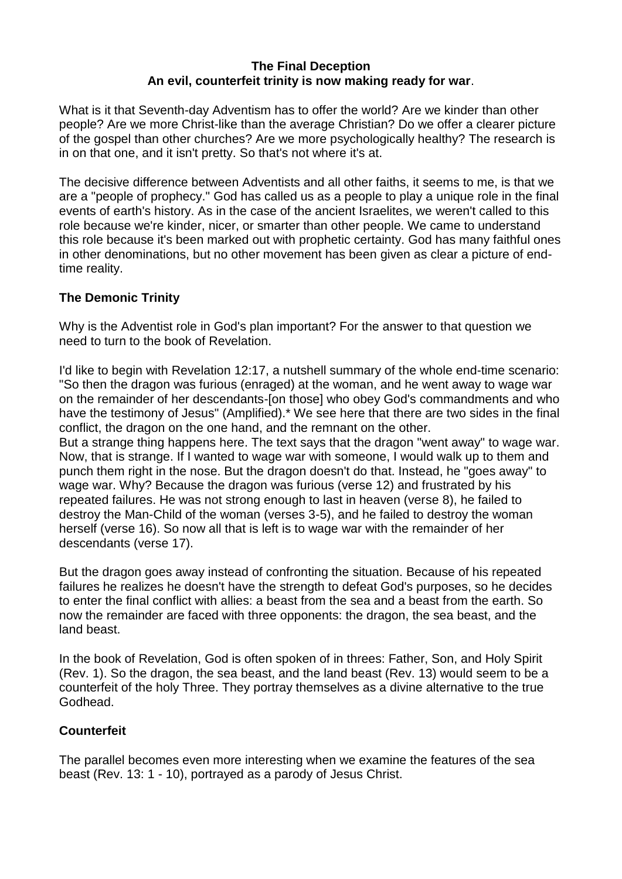**The Final Deception**
**An evil, counterfeit trinity is now making ready for war**.

What is it that Seventh-day Adventism has to offer the world? Are we kinder than other people? Are we more Christ-like than the average Christian? Do we offer a clearer picture of the gospel than other churches? Are we more psychologically healthy? The research is in on that one, and it isn't pretty. So that's not where it's at.

The decisive difference between Adventists and all other faiths, it seems to me, is that we are a "people of prophecy." God has called us as a people to play a unique role in the final events of earth's history. As in the case of the ancient Israelites, we weren't called to this role because we're kinder, nicer, or smarter than other people. We came to understand this role because it's been marked out with prophetic certainty. God has many faithful ones in other denominations, but no other movement has been given as clear a picture of end-time reality.

## The Demonic Trinity

Why is the Adventist role in God's plan important? For the answer to that question we need to turn to the book of Revelation.

I'd like to begin with Revelation 12:17, a nutshell summary of the whole end-time scenario: "So then the dragon was furious (enraged) at the woman, and he went away to wage war on the remainder of her descendants-[on those] who obey God's commandments and who have the testimony of Jesus" (Amplified).* We see here that there are two sides in the final conflict, the dragon on the one hand, and the remnant on the other.

But a strange thing happens here. The text says that the dragon "went away" to wage war. Now, that is strange. If I wanted to wage war with someone, I would walk up to them and punch them right in the nose. But the dragon doesn't do that. Instead, he "goes away" to wage war. Why? Because the dragon was furious (verse 12) and frustrated by his repeated failures. He was not strong enough to last in heaven (verse 8), he failed to destroy the Man-Child of the woman (verses 3-5), and he failed to destroy the woman herself (verse 16). So now all that is left is to wage war with the remainder of her descendants (verse 17).

But the dragon goes away instead of confronting the situation. Because of his repeated failures he realizes he doesn't have the strength to defeat God's purposes, so he decides to enter the final conflict with allies: a beast from the sea and a beast from the earth. So now the remainder are faced with three opponents: the dragon, the sea beast, and the land beast.

In the book of Revelation, God is often spoken of in threes: Father, Son, and Holy Spirit (Rev. 1). So the dragon, the sea beast, and the land beast (Rev. 13) would seem to be a counterfeit of the holy Three. They portray themselves as a divine alternative to the true Godhead.

## Counterfeit

The parallel becomes even more interesting when we examine the features of the sea beast (Rev. 13: 1 - 10), portrayed as a parody of Jesus Christ.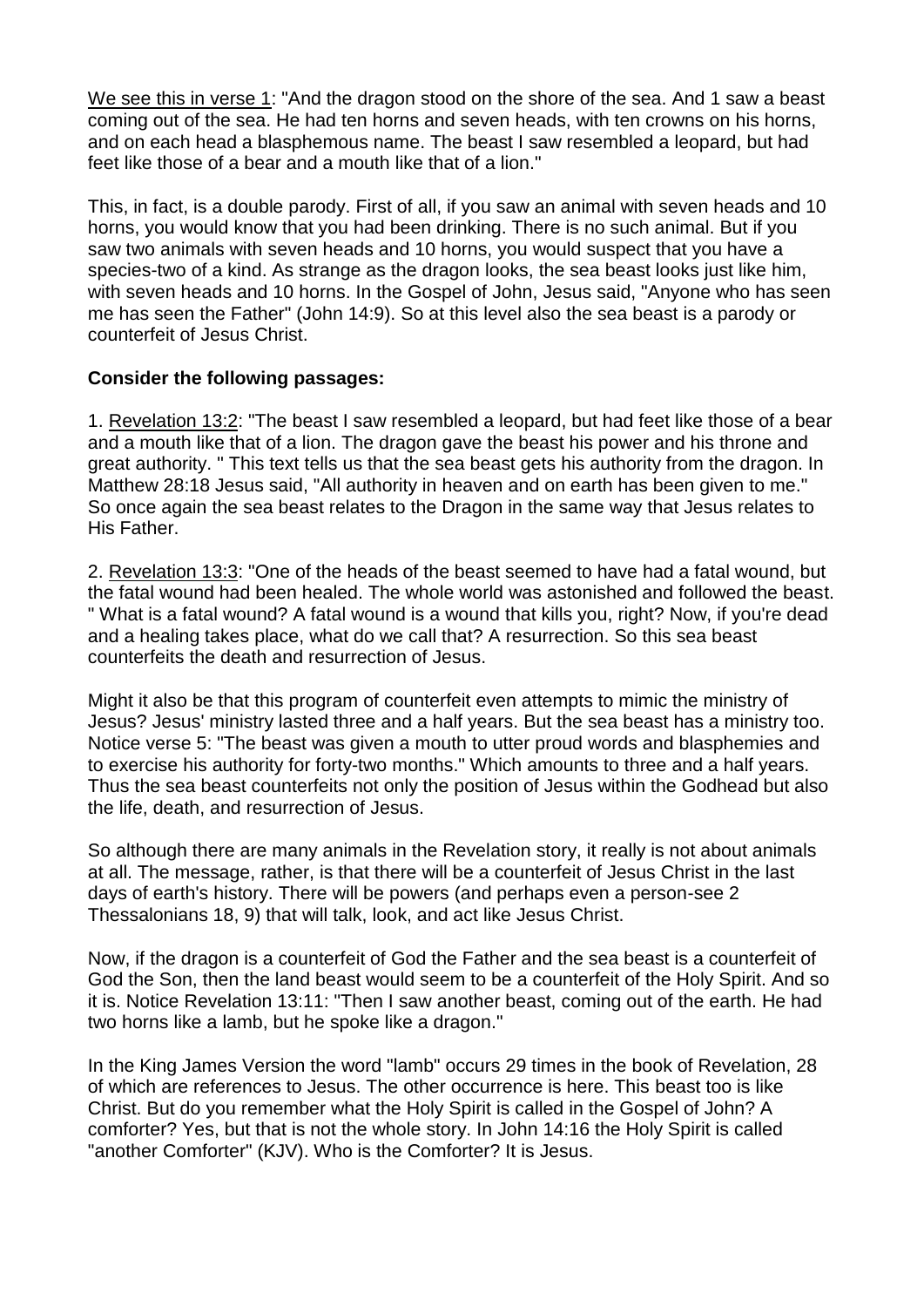We see this in verse 1: "And the dragon stood on the shore of the sea. And 1 saw a beast coming out of the sea. He had ten horns and seven heads, with ten crowns on his horns, and on each head a blasphemous name. The beast I saw resembled a leopard, but had feet like those of a bear and a mouth like that of a lion."

This, in fact, is a double parody. First of all, if you saw an animal with seven heads and 10 horns, you would know that you had been drinking. There is no such animal. But if you saw two animals with seven heads and 10 horns, you would suspect that you have a species-two of a kind. As strange as the dragon looks, the sea beast looks just like him, with seven heads and 10 horns. In the Gospel of John, Jesus said, "Anyone who has seen me has seen the Father" (John 14:9). So at this level also the sea beast is a parody or counterfeit of Jesus Christ.

**Consider the following passages:**

1. Revelation 13:2: "The beast I saw resembled a leopard, but had feet like those of a bear and a mouth like that of a lion. The dragon gave the beast his power and his throne and great authority. " This text tells us that the sea beast gets his authority from the dragon. In Matthew 28:18 Jesus said, "All authority in heaven and on earth has been given to me." So once again the sea beast relates to the Dragon in the same way that Jesus relates to His Father.

2. Revelation 13:3: "One of the heads of the beast seemed to have had a fatal wound, but the fatal wound had been healed. The whole world was astonished and followed the beast. " What is a fatal wound? A fatal wound is a wound that kills you, right? Now, if you're dead and a healing takes place, what do we call that? A resurrection. So this sea beast counterfeits the death and resurrection of Jesus.

Might it also be that this program of counterfeit even attempts to mimic the ministry of Jesus? Jesus' ministry lasted three and a half years. But the sea beast has a ministry too. Notice verse 5: "The beast was given a mouth to utter proud words and blasphemies and to exercise his authority for forty-two months." Which amounts to three and a half years. Thus the sea beast counterfeits not only the position of Jesus within the Godhead but also the life, death, and resurrection of Jesus.

So although there are many animals in the Revelation story, it really is not about animals at all. The message, rather, is that there will be a counterfeit of Jesus Christ in the last days of earth's history. There will be powers (and perhaps even a person-see 2 Thessalonians 18, 9) that will talk, look, and act like Jesus Christ.

Now, if the dragon is a counterfeit of God the Father and the sea beast is a counterfeit of God the Son, then the land beast would seem to be a counterfeit of the Holy Spirit. And so it is. Notice Revelation 13:11: "Then I saw another beast, coming out of the earth. He had two horns like a lamb, but he spoke like a dragon."

In the King James Version the word "lamb" occurs 29 times in the book of Revelation, 28 of which are references to Jesus. The other occurrence is here. This beast too is like Christ. But do you remember what the Holy Spirit is called in the Gospel of John? A comforter? Yes, but that is not the whole story. In John 14:16 the Holy Spirit is called "another Comforter" (KJV). Who is the Comforter? It is Jesus.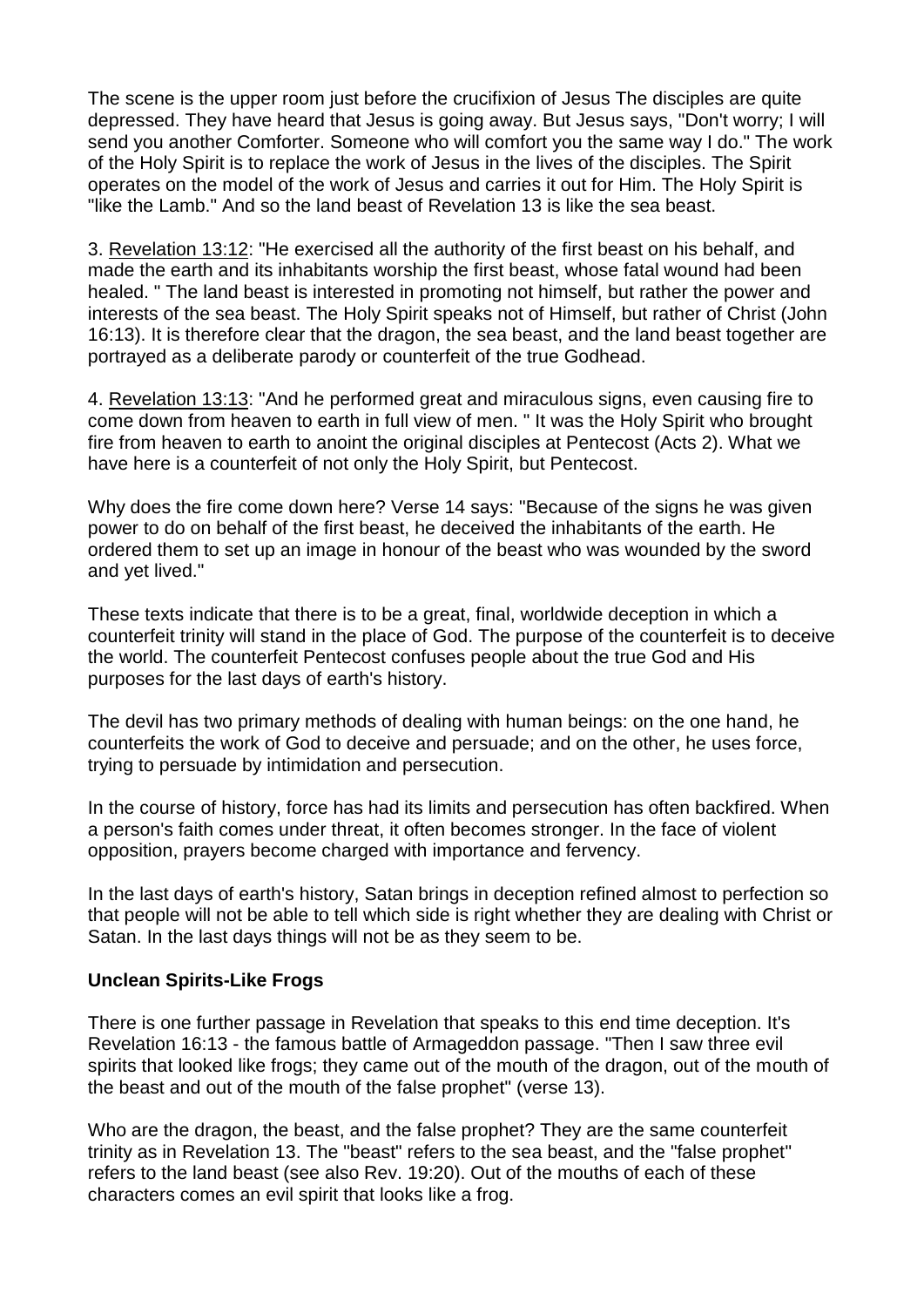The scene is the upper room just before the crucifixion of Jesus The disciples are quite depressed. They have heard that Jesus is going away. But Jesus says, "Don't worry; I will send you another Comforter. Someone who will comfort you the same way I do." The work of the Holy Spirit is to replace the work of Jesus in the lives of the disciples. The Spirit operates on the model of the work of Jesus and carries it out for Him. The Holy Spirit is "like the Lamb." And so the land beast of Revelation 13 is like the sea beast.

3. Revelation 13:12: "He exercised all the authority of the first beast on his behalf, and made the earth and its inhabitants worship the first beast, whose fatal wound had been healed. " The land beast is interested in promoting not himself, but rather the power and interests of the sea beast. The Holy Spirit speaks not of Himself, but rather of Christ (John 16:13). It is therefore clear that the dragon, the sea beast, and the land beast together are portrayed as a deliberate parody or counterfeit of the true Godhead.

4. Revelation 13:13: "And he performed great and miraculous signs, even causing fire to come down from heaven to earth in full view of men. " It was the Holy Spirit who brought fire from heaven to earth to anoint the original disciples at Pentecost (Acts 2). What we have here is a counterfeit of not only the Holy Spirit, but Pentecost.

Why does the fire come down here? Verse 14 says: "Because of the signs he was given power to do on behalf of the first beast, he deceived the inhabitants of the earth. He ordered them to set up an image in honour of the beast who was wounded by the sword and yet lived."

These texts indicate that there is to be a great, final, worldwide deception in which a counterfeit trinity will stand in the place of God. The purpose of the counterfeit is to deceive the world. The counterfeit Pentecost confuses people about the true God and His purposes for the last days of earth's history.

The devil has two primary methods of dealing with human beings: on the one hand, he counterfeits the work of God to deceive and persuade; and on the other, he uses force, trying to persuade by intimidation and persecution.

In the course of history, force has had its limits and persecution has often backfired. When a person's faith comes under threat, it often becomes stronger. In the face of violent opposition, prayers become charged with importance and fervency.

In the last days of earth's history, Satan brings in deception refined almost to perfection so that people will not be able to tell which side is right whether they are dealing with Christ or Satan. In the last days things will not be as they seem to be.

**Unclean Spirits-Like Frogs**

There is one further passage in Revelation that speaks to this end time deception. It's Revelation 16:13 - the famous battle of Armageddon passage. "Then I saw three evil spirits that looked like frogs; they came out of the mouth of the dragon, out of the mouth of the beast and out of the mouth of the false prophet" (verse 13).

Who are the dragon, the beast, and the false prophet? They are the same counterfeit trinity as in Revelation 13. The "beast" refers to the sea beast, and the "false prophet" refers to the land beast (see also Rev. 19:20). Out of the mouths of each of these characters comes an evil spirit that looks like a frog.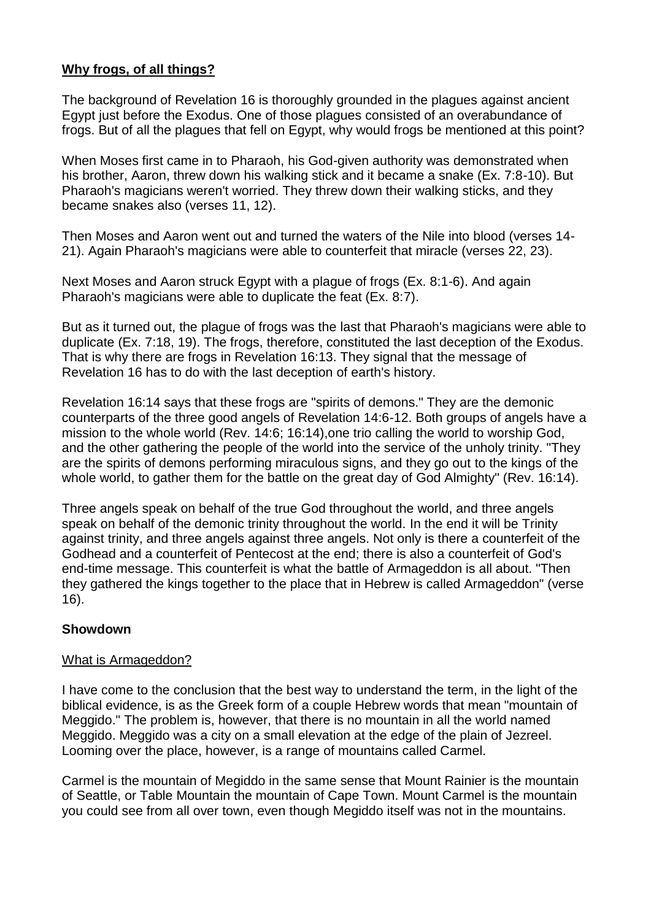**Why frogs, of all things?**

The background of Revelation 16 is thoroughly grounded in the plagues against ancient Egypt just before the Exodus. One of those plagues consisted of an overabundance of frogs. But of all the plagues that fell on Egypt, why would frogs be mentioned at this point?

When Moses first came in to Pharaoh, his God-given authority was demonstrated when his brother, Aaron, threw down his walking stick and it became a snake (Ex. 7:8-10). But Pharaoh's magicians weren't worried. They threw down their walking sticks, and they became snakes also (verses 11, 12).

Then Moses and Aaron went out and turned the waters of the Nile into blood (verses 14-21). Again Pharaoh's magicians were able to counterfeit that miracle (verses 22, 23).

Next Moses and Aaron struck Egypt with a plague of frogs (Ex. 8:1-6). And again Pharaoh's magicians were able to duplicate the feat (Ex. 8:7).

But as it turned out, the plague of frogs was the last that Pharaoh's magicians were able to duplicate (Ex. 7:18, 19). The frogs, therefore, constituted the last deception of the Exodus. That is why there are frogs in Revelation 16:13. They signal that the message of Revelation 16 has to do with the last deception of earth's history.

Revelation 16:14 says that these frogs are "spirits of demons." They are the demonic counterparts of the three good angels of Revelation 14:6-12. Both groups of angels have a mission to the whole world (Rev. 14:6; 16:14),one trio calling the world to worship God, and the other gathering the people of the world into the service of the unholy trinity. "They are the spirits of demons performing miraculous signs, and they go out to the kings of the whole world, to gather them for the battle on the great day of God Almighty" (Rev. 16:14).

Three angels speak on behalf of the true God throughout the world, and three angels speak on behalf of the demonic trinity throughout the world. In the end it will be Trinity against trinity, and three angels against three angels. Not only is there a counterfeit of the Godhead and a counterfeit of Pentecost at the end; there is also a counterfeit of God's end-time message. This counterfeit is what the battle of Armageddon is all about. "Then they gathered the kings together to the place that in Hebrew is called Armageddon" (verse 16).

**Showdown**

What is Armageddon?

I have come to the conclusion that the best way to understand the term, in the light of the biblical evidence, is as the Greek form of a couple Hebrew words that mean "mountain of Meggido." The problem is, however, that there is no mountain in all the world named Meggido. Meggido was a city on a small elevation at the edge of the plain of Jezreel. Looming over the place, however, is a range of mountains called Carmel.

Carmel is the mountain of Megiddo in the same sense that Mount Rainier is the mountain of Seattle, or Table Mountain the mountain of Cape Town. Mount Carmel is the mountain you could see from all over town, even though Megiddo itself was not in the mountains.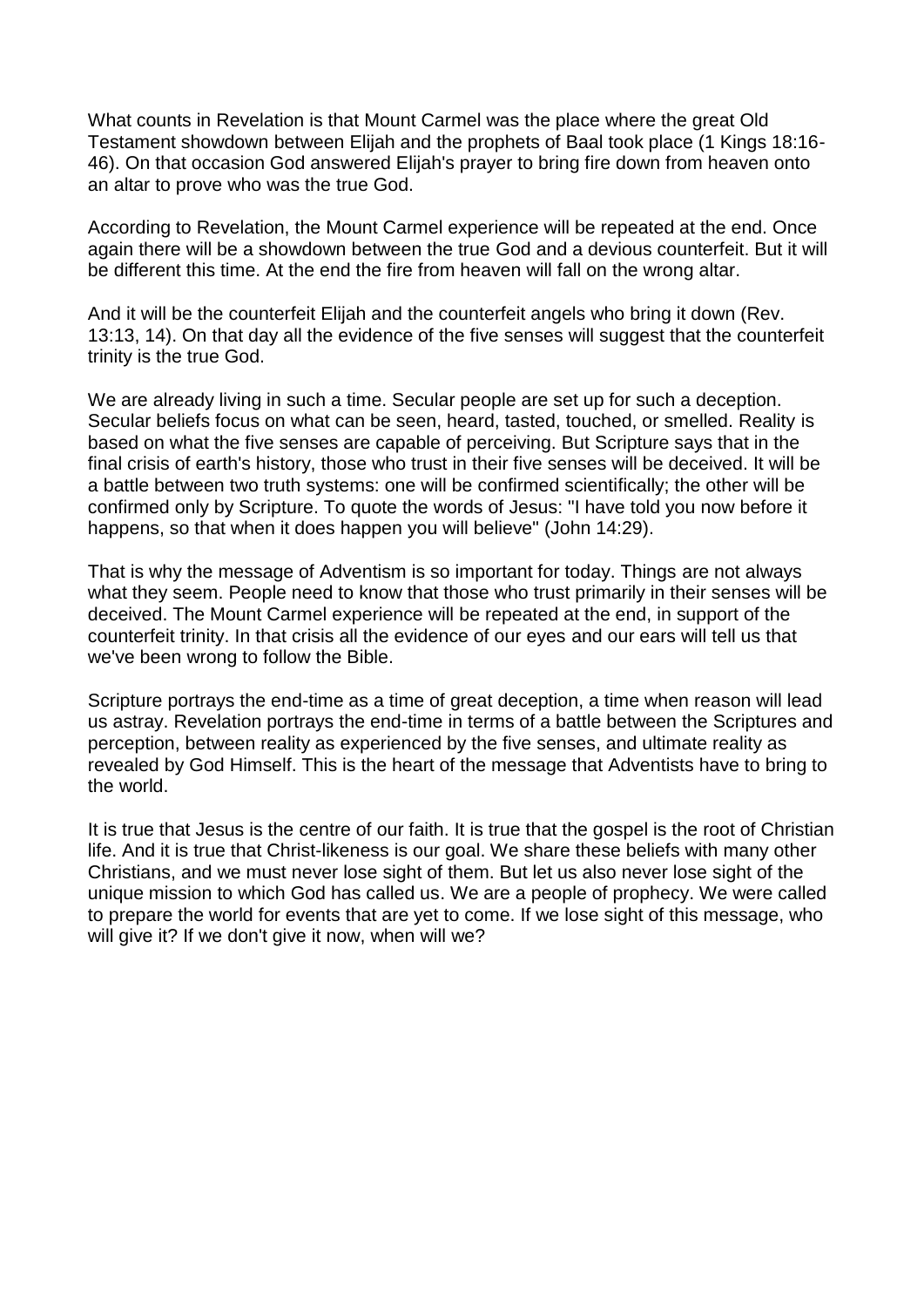What counts in Revelation is that Mount Carmel was the place where the great Old Testament showdown between Elijah and the prophets of Baal took place (1 Kings 18:16-46). On that occasion God answered Elijah's prayer to bring fire down from heaven onto an altar to prove who was the true God.

According to Revelation, the Mount Carmel experience will be repeated at the end. Once again there will be a showdown between the true God and a devious counterfeit. But it will be different this time. At the end the fire from heaven will fall on the wrong altar.

And it will be the counterfeit Elijah and the counterfeit angels who bring it down (Rev. 13:13, 14). On that day all the evidence of the five senses will suggest that the counterfeit trinity is the true God.

We are already living in such a time. Secular people are set up for such a deception. Secular beliefs focus on what can be seen, heard, tasted, touched, or smelled. Reality is based on what the five senses are capable of perceiving. But Scripture says that in the final crisis of earth's history, those who trust in their five senses will be deceived. It will be a battle between two truth systems: one will be confirmed scientifically; the other will be confirmed only by Scripture. To quote the words of Jesus: "I have told you now before it happens, so that when it does happen you will believe" (John 14:29).

That is why the message of Adventism is so important for today. Things are not always what they seem. People need to know that those who trust primarily in their senses will be deceived. The Mount Carmel experience will be repeated at the end, in support of the counterfeit trinity. In that crisis all the evidence of our eyes and our ears will tell us that we've been wrong to follow the Bible.

Scripture portrays the end-time as a time of great deception, a time when reason will lead us astray. Revelation portrays the end-time in terms of a battle between the Scriptures and perception, between reality as experienced by the five senses, and ultimate reality as revealed by God Himself. This is the heart of the message that Adventists have to bring to the world.

It is true that Jesus is the centre of our faith. It is true that the gospel is the root of Christian life. And it is true that Christ-likeness is our goal. We share these beliefs with many other Christians, and we must never lose sight of them. But let us also never lose sight of the unique mission to which God has called us. We are a people of prophecy. We were called to prepare the world for events that are yet to come. If we lose sight of this message, who will give it? If we don't give it now, when will we?